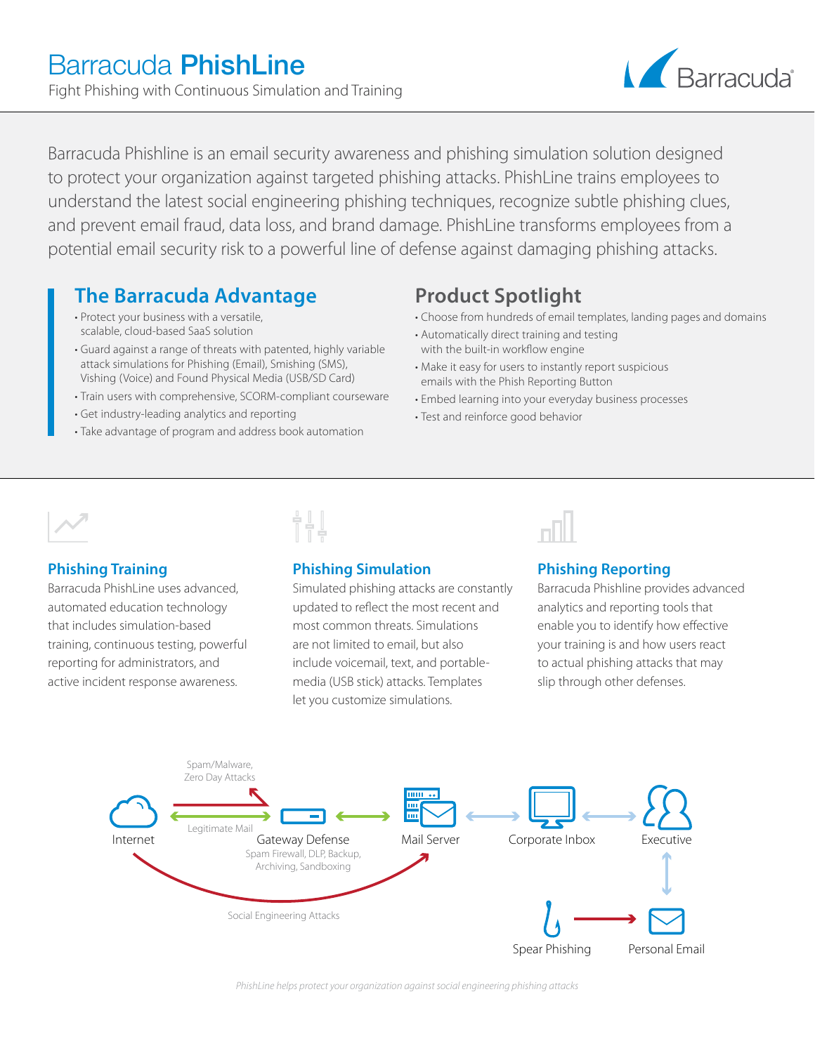# Barracuda **PhishLine**

Fight Phishing with Continuous Simulation and Training

Barracuda Phishline is an email security awareness and phishing simulation solution designed to protect your organization against targeted phishing attacks. PhishLine trains employees to understand the latest social engineering phishing techniques, recognize subtle phishing clues, and prevent email fraud, data loss, and brand damage. PhishLine transforms employees from a potential email security risk to a powerful line of defense against damaging phishing attacks.

## The Barracuda Advantage

- Protect your business with a versatile, scalable, cloud-based SaaS solution
- Guard against a range of threats with patented, highly variable attack simulations for Phishing (Email), Smishing (SMS), Vishing (Voice) and Found Physical Media (USB/SD Card)
- Train users with comprehensive, SCORM-compliant courseware
- Get industry-leading analytics and reporting
- Take advantage of program and address book automation

## Product Spotlight

- Choose from hundreds of email templates, landing pages and domains
- Automatically direct training and testing with the built-in workflow engine
- Make it easy for users to instantly report suspicious emails with the Phish Reporting Button
- Embed learning into your everyday business processes
- Test and reinforce good behavior

### Phishing Training

Barracuda PhishLine uses advanced, automated education technology that includes simulation-based training, continuous testing, powerful reporting for administrators, and active incident response awareness.

### Phishing Simulation

Simulated phishing attacks are constantly updated to reflect the most recent and most common threats. Simulations are not limited to email, but also include voicemail, text, and portable-media (USB stick) attacks. Templates let you customize simulations.

### Phishing Reporting

Barracuda Phishline provides advanced analytics and reporting tools that enable you to identify how effective your training is and how users react to actual phishing attacks that may slip through other defenses.

Spam/Malware, Zero Day Attacks

Internet — Legitimate Mail — Gateway Defense (Spam Firewall, DLP, Backup, Archiving, Sandboxing) — Mail Server — Corporate Inbox — Executive

Social Engineering Attacks

Spear Phishing — Personal Email

*PhishLine helps protect your organization against social engineering phishing attacks*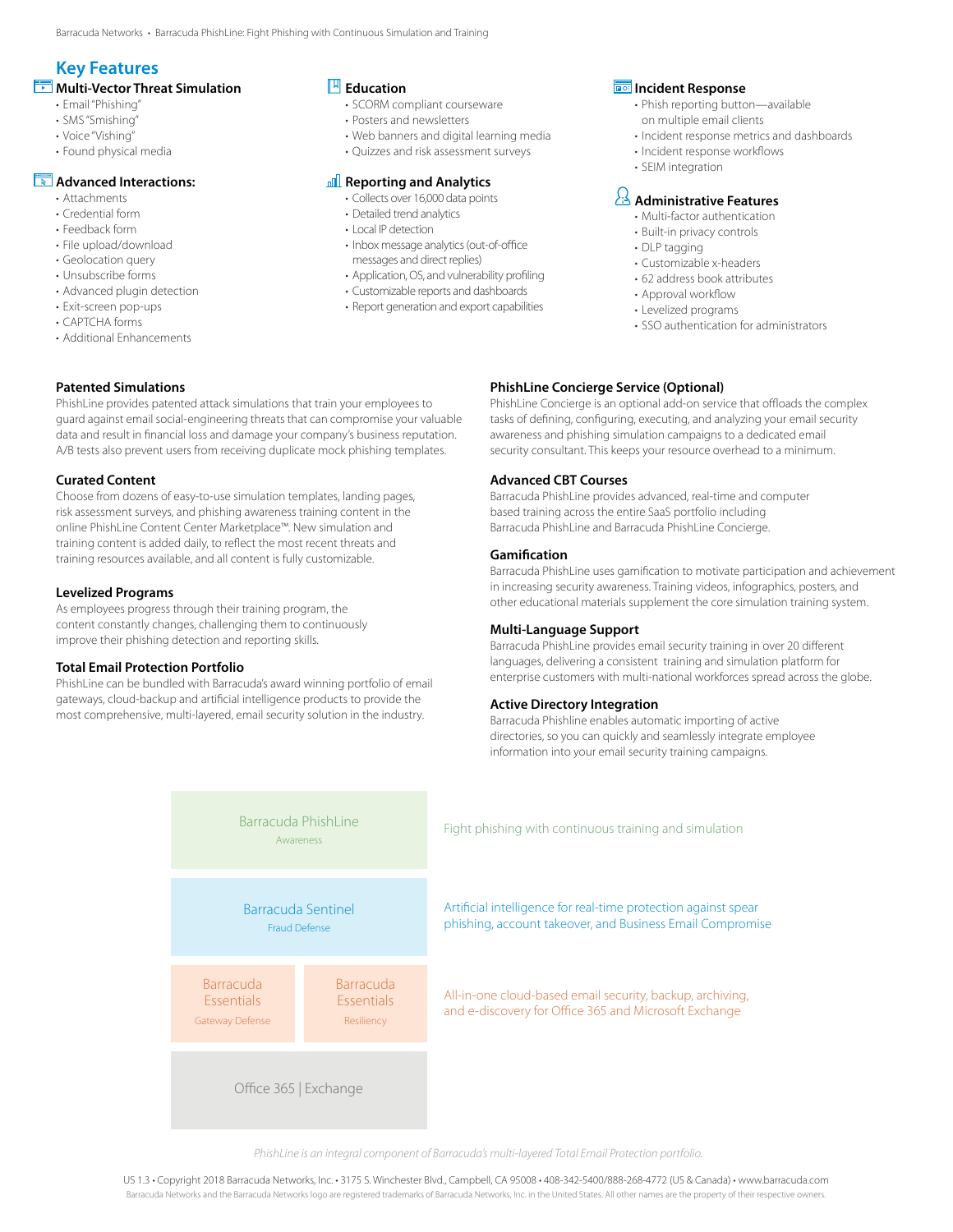## Key Features

### Multi-Vector Threat Simulation

- Email "Phishing"
- SMS "Smishing"
- Voice "Vishing"
- Found physical media

### Advanced Interactions:

- Attachments
- Credential form
- Feedback form
- File upload/download
- Geolocation query
- Unsubscribe forms
- Advanced plugin detection
- Exit-screen pop-ups
- CAPTCHA forms
- Additional Enhancements

### Education

- SCORM compliant courseware
- Posters and newsletters
- Web banners and digital learning media
- Quizzes and risk assessment surveys

### Reporting and Analytics

- Collects over 16,000 data points
- Detailed trend analytics
- Local IP detection
- Inbox message analytics (out-of-office messages and direct replies)
- Application, OS, and vulnerability profiling
- Customizable reports and dashboards
- Report generation and export capabilities

### Incident Response

- Phish reporting button—available on multiple email clients
- Incident response metrics and dashboards
- Incident response workflows
- SEIM integration

### Administrative Features

- Multi-factor authentication
- Built-in privacy controls
- DLP tagging
- Customizable x-headers
- 62 address book attributes
- Approval workflow
- Levelized programs
- SSO authentication for administrators

### Patented Simulations

PhishLine provides patented attack simulations that train your employees to guard against email social-engineering threats that can compromise your valuable data and result in financial loss and damage your company's business reputation. A/B tests also prevent users from receiving duplicate mock phishing templates.

### Curated Content

Choose from dozens of easy-to-use simulation templates, landing pages, risk assessment surveys, and phishing awareness training content in the online PhishLine Content Center Marketplace™. New simulation and training content is added daily, to reflect the most recent threats and training resources available, and all content is fully customizable.

### Levelized Programs

As employees progress through their training program, the content constantly changes, challenging them to continuously improve their phishing detection and reporting skills.

### Total Email Protection Portfolio

PhishLine can be bundled with Barracuda's award winning portfolio of email gateways, cloud-backup and artificial intelligence products to provide the most comprehensive, multi-layered, email security solution in the industry.

### PhishLine Concierge Service (Optional)

PhishLine Concierge is an optional add-on service that offloads the complex tasks of defining, configuring, executing, and analyzing your email security awareness and phishing simulation campaigns to a dedicated email security consultant. This keeps your resource overhead to a minimum.

### Advanced CBT Courses

Barracuda PhishLine provides advanced, real-time and computer based training across the entire SaaS portfolio including Barracuda PhishLine and Barracuda PhishLine Concierge.

### Gamification

Barracuda PhishLine uses gamification to motivate participation and achievement in increasing security awareness. Training videos, infographics, posters, and other educational materials supplement the core simulation training system.

### Multi-Language Support

Barracuda PhishLine provides email security training in over 20 different languages, delivering a consistent training and simulation platform for enterprise customers with multi-national workforces spread across the globe.

### Active Directory Integration

Barracuda Phishline enables automatic importing of active directories, so you can quickly and seamlessly integrate employee information into your email security training campaigns.

Barracuda PhishLine
Awareness

Fight phishing with continuous training and simulation

Barracuda Sentinel
Fraud Defense

Artificial intelligence for real-time protection against spear phishing, account takeover, and Business Email Compromise

Barracuda Essentials
Gateway Defense

Barracuda Essentials
Resiliency

All-in-one cloud-based email security, backup, archiving, and e-discovery for Office 365 and Microsoft Exchange

Office 365 | Exchange

*PhishLine is an integral component of Barracuda's multi-layered Total Email Protection portfolio.*

US 1.3 • Copyright 2018 Barracuda Networks, Inc. • 3175 S. Winchester Blvd., Campbell, CA 95008 • 408-342-5400/888-268-4772 (US & Canada) • www.barracuda.com
Barracuda Networks and the Barracuda Networks logo are registered trademarks of Barracuda Networks, Inc. in the United States. All other names are the property of their respective owners.